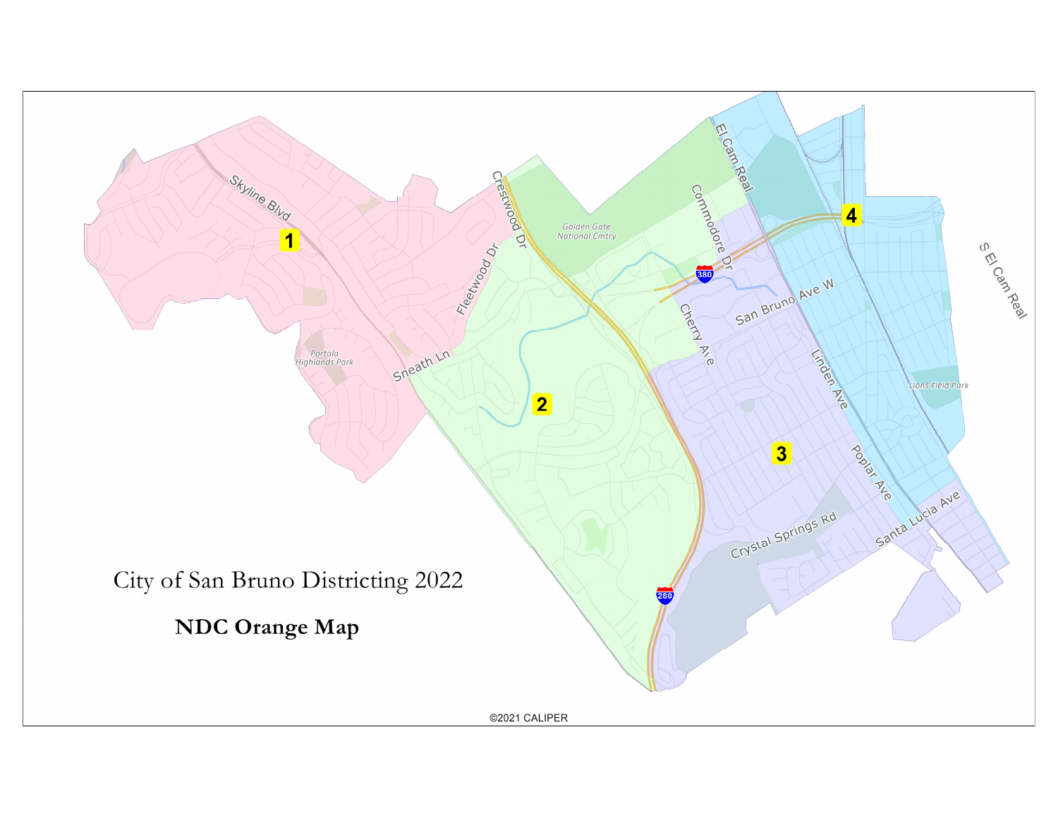# City of San Bruno Districting 2022

## NDC Orange Map

1

2

3

4

Skyline Blvd

Portola Highlands Park

Sneath Ln

Fleetwood Dr

Crestwood Dr

Golden Gate National Cmtry

Commodore Dr

El Cam Real

380

Cherry Ave

San Bruno Ave W

Linden Ave

Poplar Ave

Santa Lucia Ave

Crystal Springs Rd

280

Lions Field Park

S El Cam Real

©2021 CALIPER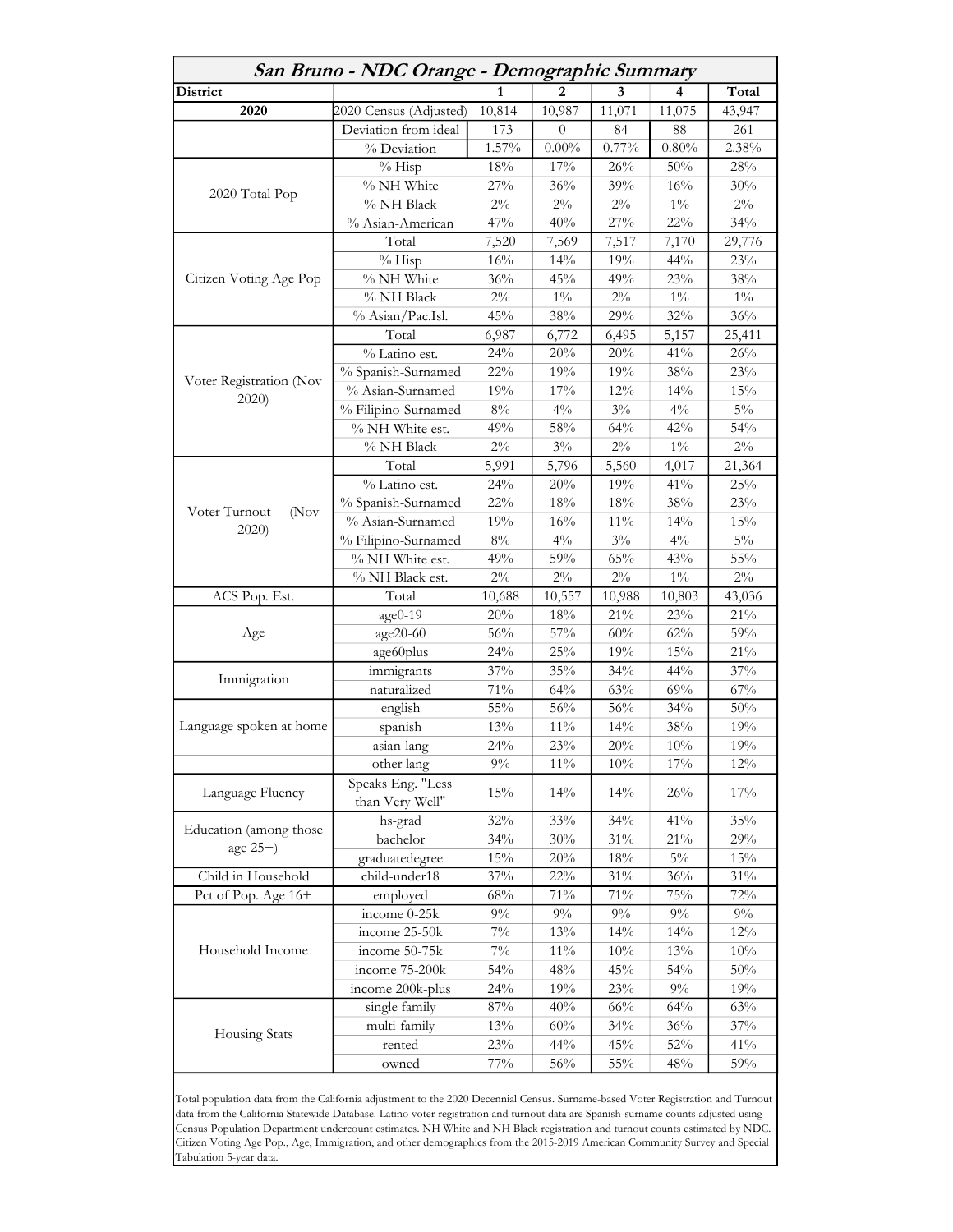# San Bruno - NDC Orange - Demographic Summary

| District | | 1 | 2 | 3 | 4 | Total |
|---|---|---|---|---|---|---|
| 2020 | 2020 Census (Adjusted) | 10,814 | 10,987 | 11,071 | 11,075 | 43,947 |
| | Deviation from ideal | -173 | 0 | 84 | 88 | 261 |
| | % Deviation | -1.57% | 0.00% | 0.77% | 0.80% | 2.38% |
| 2020 Total Pop | % Hisp | 18% | 17% | 26% | 50% | 28% |
| | % NH White | 27% | 36% | 39% | 16% | 30% |
| | % NH Black | 2% | 2% | 2% | 1% | 2% |
| | % Asian-American | 47% | 40% | 27% | 22% | 34% |
| Citizen Voting Age Pop | Total | 7,520 | 7,569 | 7,517 | 7,170 | 29,776 |
| | % Hisp | 16% | 14% | 19% | 44% | 23% |
| | % NH White | 36% | 45% | 49% | 23% | 38% |
| | % NH Black | 2% | 1% | 2% | 1% | 1% |
| | % Asian/Pac.Isl. | 45% | 38% | 29% | 32% | 36% |
| Voter Registration (Nov 2020) | Total | 6,987 | 6,772 | 6,495 | 5,157 | 25,411 |
| | % Latino est. | 24% | 20% | 20% | 41% | 26% |
| | % Spanish-Surnamed | 22% | 19% | 19% | 38% | 23% |
| | % Asian-Surnamed | 19% | 17% | 12% | 14% | 15% |
| | % Filipino-Surnamed | 8% | 4% | 3% | 4% | 5% |
| | % NH White est. | 49% | 58% | 64% | 42% | 54% |
| | % NH Black | 2% | 3% | 2% | 1% | 2% |
| Voter Turnout (Nov 2020) | Total | 5,991 | 5,796 | 5,560 | 4,017 | 21,364 |
| | % Latino est. | 24% | 20% | 19% | 41% | 25% |
| | % Spanish-Surnamed | 22% | 18% | 18% | 38% | 23% |
| | % Asian-Surnamed | 19% | 16% | 11% | 14% | 15% |
| | % Filipino-Surnamed | 8% | 4% | 3% | 4% | 5% |
| | % NH White est. | 49% | 59% | 65% | 43% | 55% |
| | % NH Black est. | 2% | 2% | 2% | 1% | 2% |
| ACS Pop. Est. | Total | 10,688 | 10,557 | 10,988 | 10,803 | 43,036 |
| Age | age0-19 | 20% | 18% | 21% | 23% | 21% |
| | age20-60 | 56% | 57% | 60% | 62% | 59% |
| | age60plus | 24% | 25% | 19% | 15% | 21% |
| Immigration | immigrants | 37% | 35% | 34% | 44% | 37% |
| | naturalized | 71% | 64% | 63% | 69% | 67% |
| Language spoken at home | english | 55% | 56% | 56% | 34% | 50% |
| | spanish | 13% | 11% | 14% | 38% | 19% |
| | asian-lang | 24% | 23% | 20% | 10% | 19% |
| | other lang | 9% | 11% | 10% | 17% | 12% |
| Language Fluency | Speaks Eng. "Less than Very Well" | 15% | 14% | 14% | 26% | 17% |
| Education (among those age 25+) | hs-grad | 32% | 33% | 34% | 41% | 35% |
| | bachelor | 34% | 30% | 31% | 21% | 29% |
| | graduatedegree | 15% | 20% | 18% | 5% | 15% |
| Child in Household | child-under18 | 37% | 22% | 31% | 36% | 31% |
| Pct of Pop. Age 16+ | employed | 68% | 71% | 71% | 75% | 72% |
| Household Income | income 0-25k | 9% | 9% | 9% | 9% | 9% |
| | income 25-50k | 7% | 13% | 14% | 14% | 12% |
| | income 50-75k | 7% | 11% | 10% | 13% | 10% |
| | income 75-200k | 54% | 48% | 45% | 54% | 50% |
| | income 200k-plus | 24% | 19% | 23% | 9% | 19% |
| Housing Stats | single family | 87% | 40% | 66% | 64% | 63% |
| | multi-family | 13% | 60% | 34% | 36% | 37% |
| | rented | 23% | 44% | 45% | 52% | 41% |
| | owned | 77% | 56% | 55% | 48% | 59% |

Total population data from the California adjustment to the 2020 Decennial Census. Surname-based Voter Registration and Turnout data from the California Statewide Database. Latino voter registration and turnout data are Spanish-surname counts adjusted using Census Population Department undercount estimates. NH White and NH Black registration and turnout counts estimated by NDC. Citizen Voting Age Pop., Age, Immigration, and other demographics from the 2015-2019 American Community Survey and Special Tabulation 5-year data.